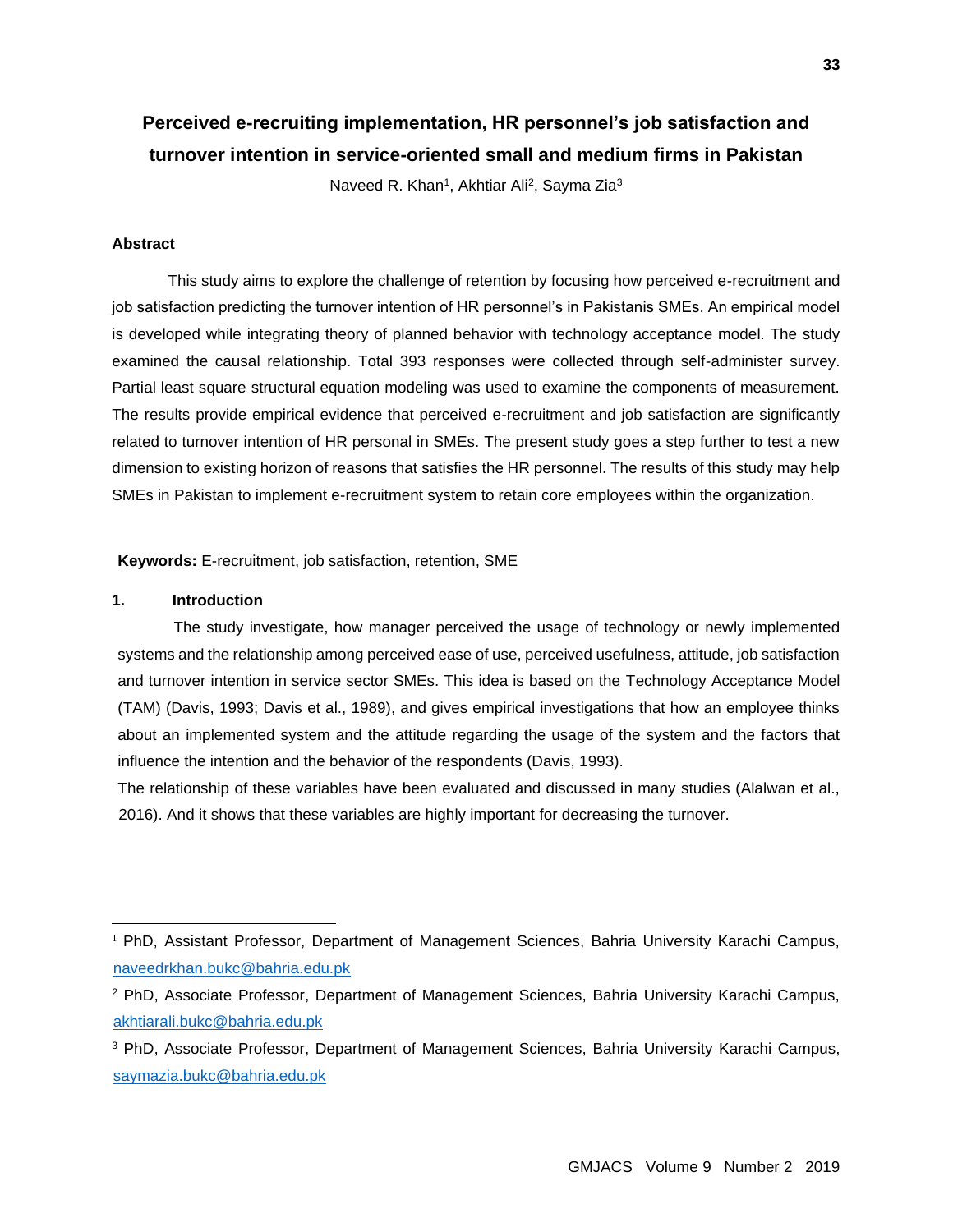# Perceived e-recruiting implementation, HR personnel's job satisfaction and turnover intention in service-oriented small and medium firms in Pakistan

Naveed R. Khan[1], Akhtiar Ali[2], Sayma Zia[3]

## Abstract

This study aims to explore the challenge of retention by focusing how perceived e-recruitment and job satisfaction predicting the turnover intention of HR personnel's in Pakistanis SMEs. An empirical model is developed while integrating theory of planned behavior with technology acceptance model. The study examined the causal relationship. Total 393 responses were collected through self-administer survey. Partial least square structural equation modeling was used to examine the components of measurement. The results provide empirical evidence that perceived e-recruitment and job satisfaction are significantly related to turnover intention of HR personal in SMEs. The present study goes a step further to test a new dimension to existing horizon of reasons that satisfies the HR personnel. The results of this study may help SMEs in Pakistan to implement e-recruitment system to retain core employees within the organization.

**Keywords:** E-recruitment, job satisfaction, retention, SME

## 1. Introduction

The study investigate, how manager perceived the usage of technology or newly implemented systems and the relationship among perceived ease of use, perceived usefulness, attitude, job satisfaction and turnover intention in service sector SMEs. This idea is based on the Technology Acceptance Model (TAM) (Davis, 1993; Davis et al., 1989), and gives empirical investigations that how an employee thinks about an implemented system and the attitude regarding the usage of the system and the factors that influence the intention and the behavior of the respondents (Davis, 1993).

The relationship of these variables have been evaluated and discussed in many studies (Alalwan et al., 2016). And it shows that these variables are highly important for decreasing the turnover.

---

[1] PhD, Assistant Professor, Department of Management Sciences, Bahria University Karachi Campus, naveedrkhan.bukc@bahria.edu.pk

[2] PhD, Associate Professor, Department of Management Sciences, Bahria University Karachi Campus, akhtiarali.bukc@bahria.edu.pk

[3] PhD, Associate Professor, Department of Management Sciences, Bahria University Karachi Campus, saymazia.bukc@bahria.edu.pk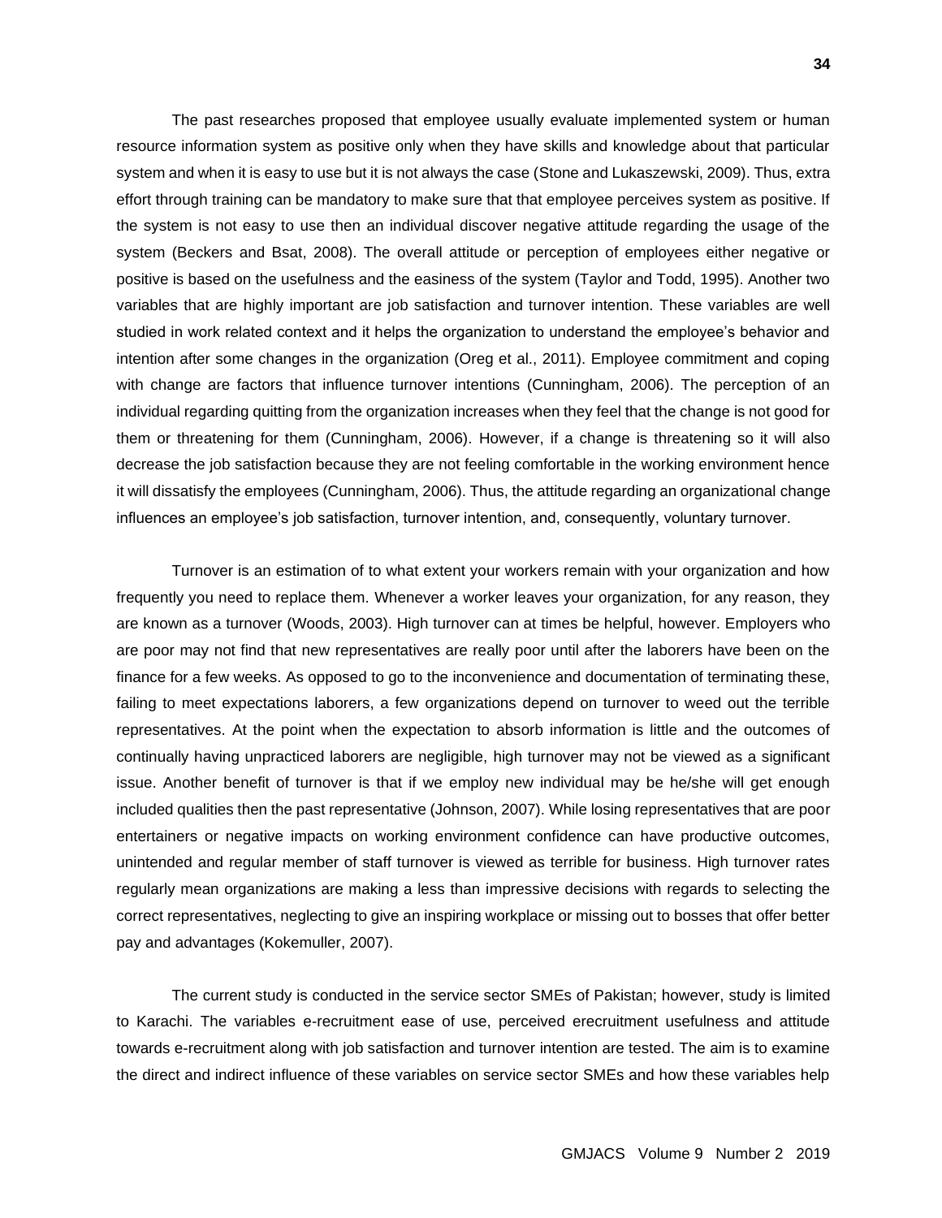The past researches proposed that employee usually evaluate implemented system or human resource information system as positive only when they have skills and knowledge about that particular system and when it is easy to use but it is not always the case (Stone and Lukaszewski, 2009). Thus, extra effort through training can be mandatory to make sure that that employee perceives system as positive. If the system is not easy to use then an individual discover negative attitude regarding the usage of the system (Beckers and Bsat, 2008). The overall attitude or perception of employees either negative or positive is based on the usefulness and the easiness of the system (Taylor and Todd, 1995). Another two variables that are highly important are job satisfaction and turnover intention. These variables are well studied in work related context and it helps the organization to understand the employee's behavior and intention after some changes in the organization (Oreg et al., 2011). Employee commitment and coping with change are factors that influence turnover intentions (Cunningham, 2006). The perception of an individual regarding quitting from the organization increases when they feel that the change is not good for them or threatening for them (Cunningham, 2006). However, if a change is threatening so it will also decrease the job satisfaction because they are not feeling comfortable in the working environment hence it will dissatisfy the employees (Cunningham, 2006). Thus, the attitude regarding an organizational change influences an employee's job satisfaction, turnover intention, and, consequently, voluntary turnover.

Turnover is an estimation of to what extent your workers remain with your organization and how frequently you need to replace them. Whenever a worker leaves your organization, for any reason, they are known as a turnover (Woods, 2003). High turnover can at times be helpful, however. Employers who are poor may not find that new representatives are really poor until after the laborers have been on the finance for a few weeks. As opposed to go to the inconvenience and documentation of terminating these, failing to meet expectations laborers, a few organizations depend on turnover to weed out the terrible representatives. At the point when the expectation to absorb information is little and the outcomes of continually having unpracticed laborers are negligible, high turnover may not be viewed as a significant issue. Another benefit of turnover is that if we employ new individual may be he/she will get enough included qualities then the past representative (Johnson, 2007). While losing representatives that are poor entertainers or negative impacts on working environment confidence can have productive outcomes, unintended and regular member of staff turnover is viewed as terrible for business. High turnover rates regularly mean organizations are making a less than impressive decisions with regards to selecting the correct representatives, neglecting to give an inspiring workplace or missing out to bosses that offer better pay and advantages (Kokemuller, 2007).

The current study is conducted in the service sector SMEs of Pakistan; however, study is limited to Karachi. The variables e-recruitment ease of use, perceived erecruitment usefulness and attitude towards e-recruitment along with job satisfaction and turnover intention are tested. The aim is to examine the direct and indirect influence of these variables on service sector SMEs and how these variables help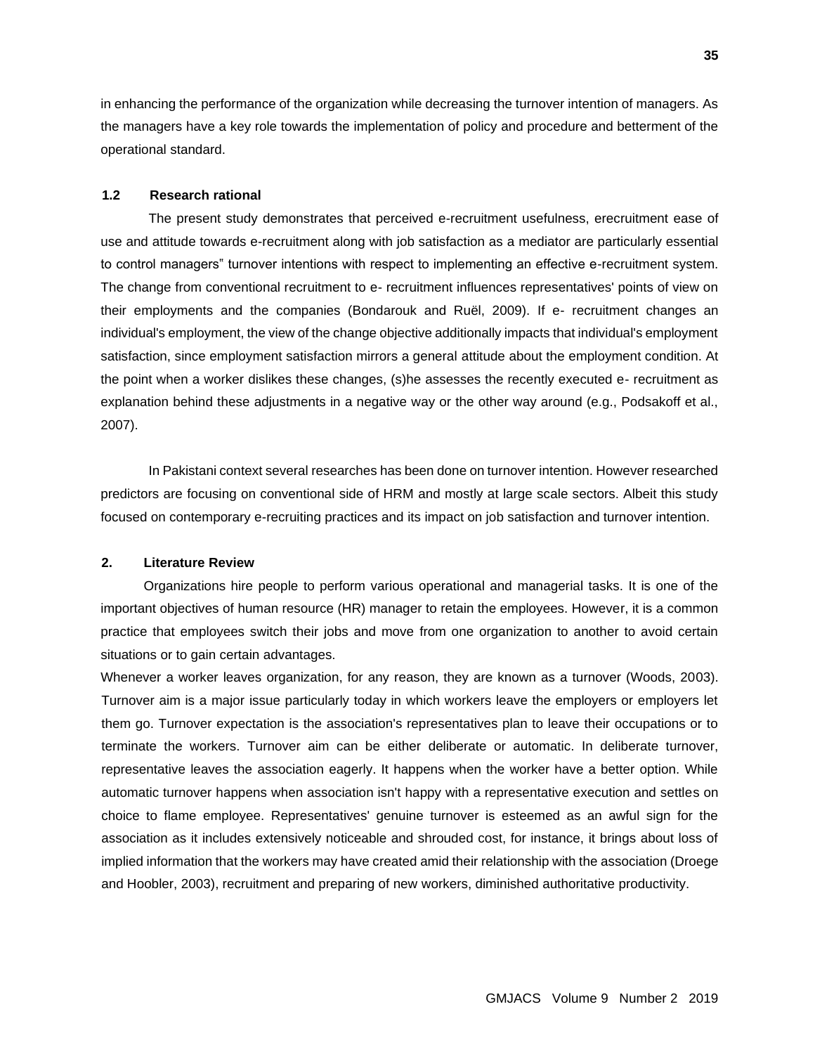in enhancing the performance of the organization while decreasing the turnover intention of managers. As the managers have a key role towards the implementation of policy and procedure and betterment of the operational standard.

### 1.2 Research rational

The present study demonstrates that perceived e-recruitment usefulness, erecruitment ease of use and attitude towards e-recruitment along with job satisfaction as a mediator are particularly essential to control managers" turnover intentions with respect to implementing an effective e-recruitment system. The change from conventional recruitment to e- recruitment influences representatives' points of view on their employments and the companies (Bondarouk and Ruël, 2009). If e- recruitment changes an individual's employment, the view of the change objective additionally impacts that individual's employment satisfaction, since employment satisfaction mirrors a general attitude about the employment condition. At the point when a worker dislikes these changes, (s)he assesses the recently executed e- recruitment as explanation behind these adjustments in a negative way or the other way around (e.g., Podsakoff et al., 2007).

In Pakistani context several researches has been done on turnover intention. However researched predictors are focusing on conventional side of HRM and mostly at large scale sectors. Albeit this study focused on contemporary e-recruiting practices and its impact on job satisfaction and turnover intention.

## 2. Literature Review

Organizations hire people to perform various operational and managerial tasks. It is one of the important objectives of human resource (HR) manager to retain the employees. However, it is a common practice that employees switch their jobs and move from one organization to another to avoid certain situations or to gain certain advantages.

Whenever a worker leaves organization, for any reason, they are known as a turnover (Woods, 2003). Turnover aim is a major issue particularly today in which workers leave the employers or employers let them go. Turnover expectation is the association's representatives plan to leave their occupations or to terminate the workers. Turnover aim can be either deliberate or automatic. In deliberate turnover, representative leaves the association eagerly. It happens when the worker have a better option. While automatic turnover happens when association isn't happy with a representative execution and settles on choice to flame employee. Representatives' genuine turnover is esteemed as an awful sign for the association as it includes extensively noticeable and shrouded cost, for instance, it brings about loss of implied information that the workers may have created amid their relationship with the association (Droege and Hoobler, 2003), recruitment and preparing of new workers, diminished authoritative productivity.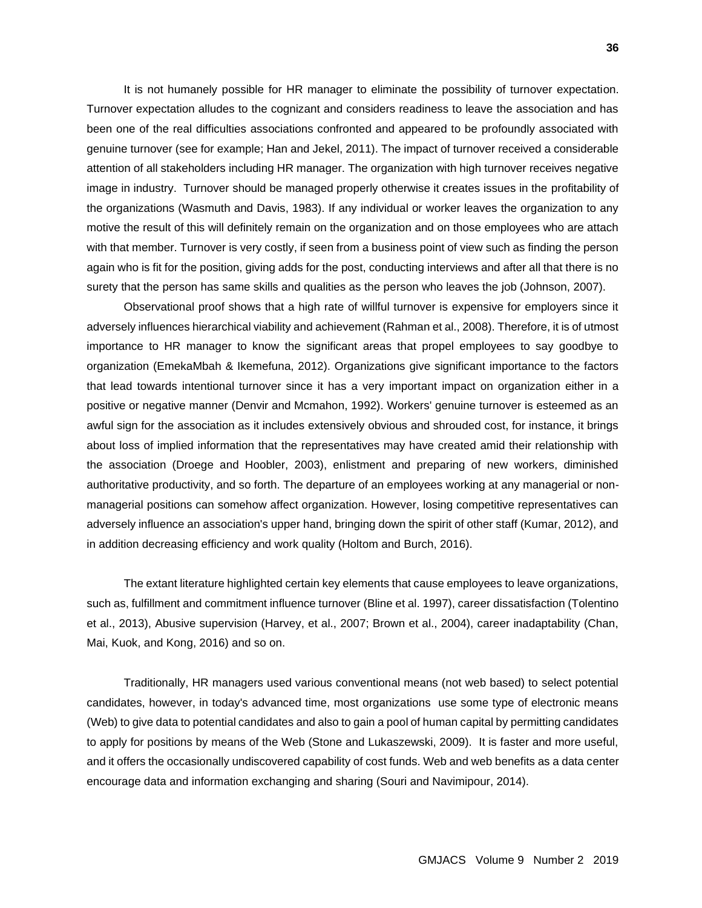It is not humanely possible for HR manager to eliminate the possibility of turnover expectation. Turnover expectation alludes to the cognizant and considers readiness to leave the association and has been one of the real difficulties associations confronted and appeared to be profoundly associated with genuine turnover (see for example; Han and Jekel, 2011). The impact of turnover received a considerable attention of all stakeholders including HR manager. The organization with high turnover receives negative image in industry. Turnover should be managed properly otherwise it creates issues in the profitability of the organizations (Wasmuth and Davis, 1983). If any individual or worker leaves the organization to any motive the result of this will definitely remain on the organization and on those employees who are attach with that member. Turnover is very costly, if seen from a business point of view such as finding the person again who is fit for the position, giving adds for the post, conducting interviews and after all that there is no surety that the person has same skills and qualities as the person who leaves the job (Johnson, 2007).

Observational proof shows that a high rate of willful turnover is expensive for employers since it adversely influences hierarchical viability and achievement (Rahman et al., 2008). Therefore, it is of utmost importance to HR manager to know the significant areas that propel employees to say goodbye to organization (EmekaMbah & Ikemefuna, 2012). Organizations give significant importance to the factors that lead towards intentional turnover since it has a very important impact on organization either in a positive or negative manner (Denvir and Mcmahon, 1992). Workers' genuine turnover is esteemed as an awful sign for the association as it includes extensively obvious and shrouded cost, for instance, it brings about loss of implied information that the representatives may have created amid their relationship with the association (Droege and Hoobler, 2003), enlistment and preparing of new workers, diminished authoritative productivity, and so forth. The departure of an employees working at any managerial or non-managerial positions can somehow affect organization. However, losing competitive representatives can adversely influence an association's upper hand, bringing down the spirit of other staff (Kumar, 2012), and in addition decreasing efficiency and work quality (Holtom and Burch, 2016).

The extant literature highlighted certain key elements that cause employees to leave organizations, such as, fulfillment and commitment influence turnover (Bline et al. 1997), career dissatisfaction (Tolentino et al., 2013), Abusive supervision (Harvey, et al., 2007; Brown et al., 2004), career inadaptability (Chan, Mai, Kuok, and Kong, 2016) and so on.

Traditionally, HR managers used various conventional means (not web based) to select potential candidates, however, in today's advanced time, most organizations use some type of electronic means (Web) to give data to potential candidates and also to gain a pool of human capital by permitting candidates to apply for positions by means of the Web (Stone and Lukaszewski, 2009). It is faster and more useful, and it offers the occasionally undiscovered capability of cost funds. Web and web benefits as a data center encourage data and information exchanging and sharing (Souri and Navimipour, 2014).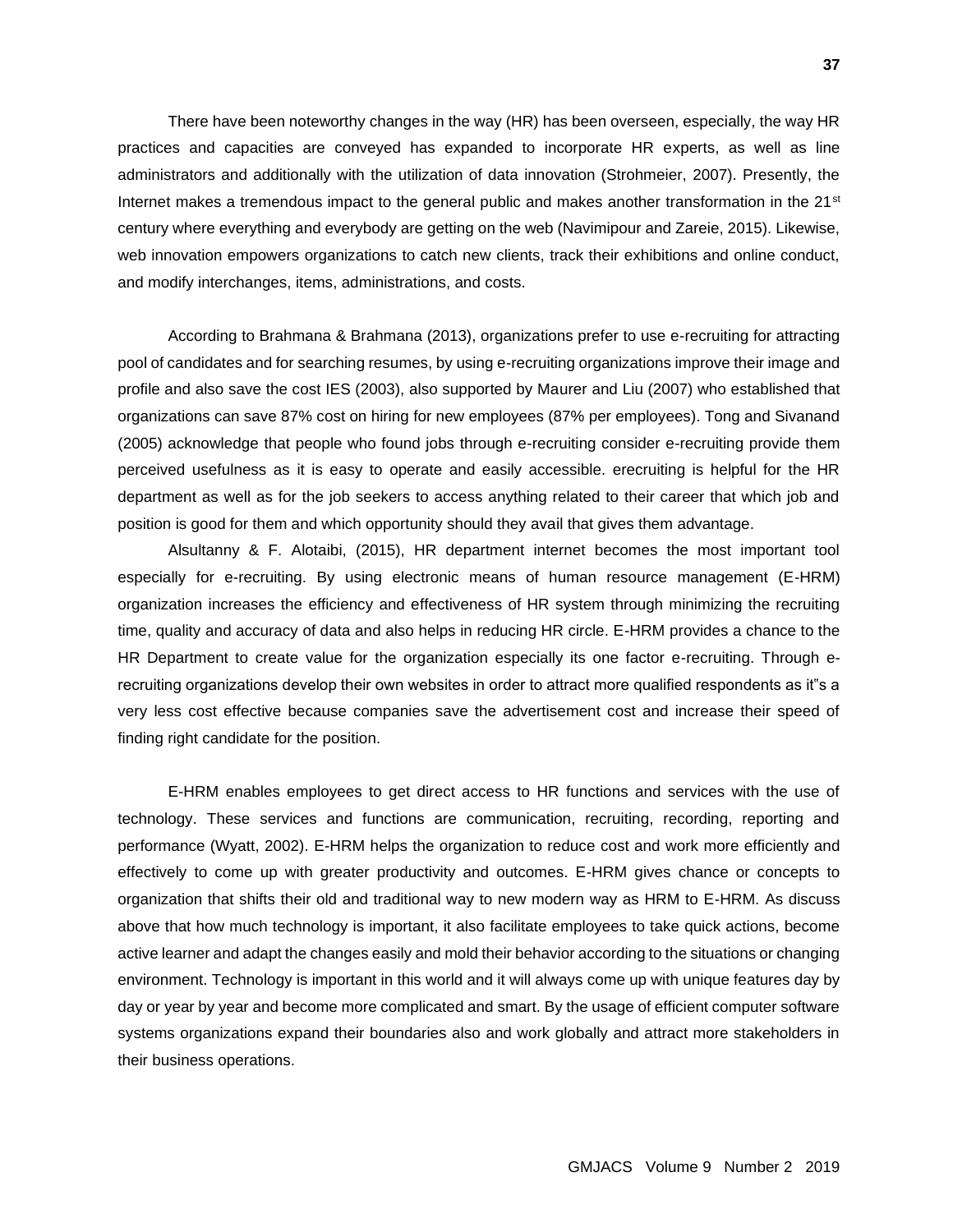There have been noteworthy changes in the way (HR) has been overseen, especially, the way HR practices and capacities are conveyed has expanded to incorporate HR experts, as well as line administrators and additionally with the utilization of data innovation (Strohmeier, 2007). Presently, the Internet makes a tremendous impact to the general public and makes another transformation in the 21st century where everything and everybody are getting on the web (Navimipour and Zareie, 2015). Likewise, web innovation empowers organizations to catch new clients, track their exhibitions and online conduct, and modify interchanges, items, administrations, and costs.

According to Brahmana & Brahmana (2013), organizations prefer to use e-recruiting for attracting pool of candidates and for searching resumes, by using e-recruiting organizations improve their image and profile and also save the cost IES (2003), also supported by Maurer and Liu (2007) who established that organizations can save 87% cost on hiring for new employees (87% per employees). Tong and Sivanand (2005) acknowledge that people who found jobs through e-recruiting consider e-recruiting provide them perceived usefulness as it is easy to operate and easily accessible. erecruiting is helpful for the HR department as well as for the job seekers to access anything related to their career that which job and position is good for them and which opportunity should they avail that gives them advantage.

Alsultanny & F. Alotaibi, (2015), HR department internet becomes the most important tool especially for e-recruiting. By using electronic means of human resource management (E-HRM) organization increases the efficiency and effectiveness of HR system through minimizing the recruiting time, quality and accuracy of data and also helps in reducing HR circle. E-HRM provides a chance to the HR Department to create value for the organization especially its one factor e-recruiting. Through e-recruiting organizations develop their own websites in order to attract more qualified respondents as it"s a very less cost effective because companies save the advertisement cost and increase their speed of finding right candidate for the position.

E-HRM enables employees to get direct access to HR functions and services with the use of technology. These services and functions are communication, recruiting, recording, reporting and performance (Wyatt, 2002). E-HRM helps the organization to reduce cost and work more efficiently and effectively to come up with greater productivity and outcomes. E-HRM gives chance or concepts to organization that shifts their old and traditional way to new modern way as HRM to E-HRM. As discuss above that how much technology is important, it also facilitate employees to take quick actions, become active learner and adapt the changes easily and mold their behavior according to the situations or changing environment. Technology is important in this world and it will always come up with unique features day by day or year by year and become more complicated and smart. By the usage of efficient computer software systems organizations expand their boundaries also and work globally and attract more stakeholders in their business operations.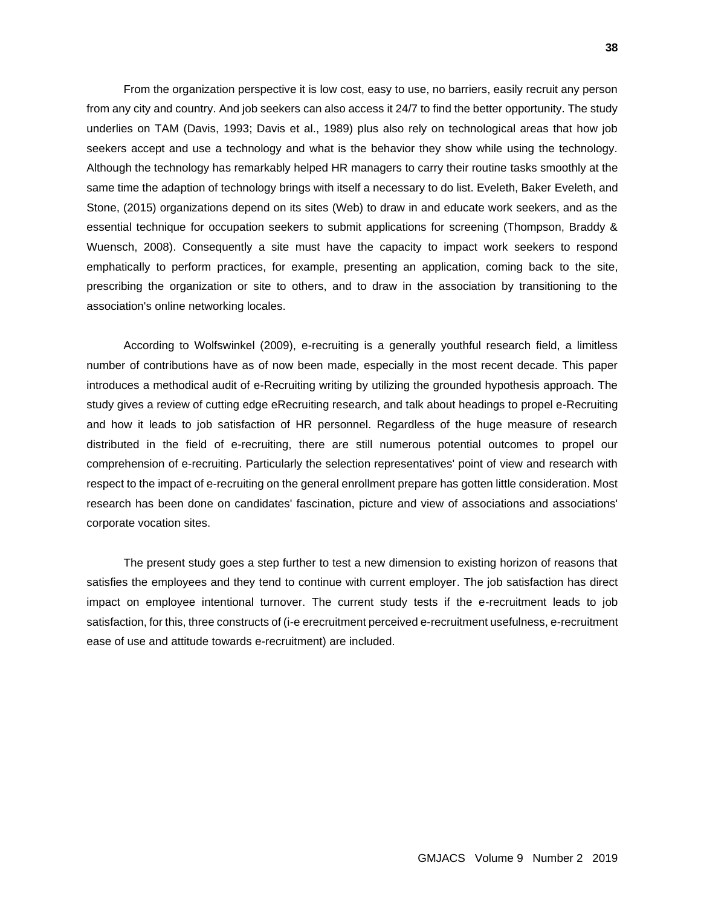From the organization perspective it is low cost, easy to use, no barriers, easily recruit any person from any city and country. And job seekers can also access it 24/7 to find the better opportunity. The study underlies on TAM (Davis, 1993; Davis et al., 1989) plus also rely on technological areas that how job seekers accept and use a technology and what is the behavior they show while using the technology. Although the technology has remarkably helped HR managers to carry their routine tasks smoothly at the same time the adaption of technology brings with itself a necessary to do list. Eveleth, Baker Eveleth, and Stone, (2015) organizations depend on its sites (Web) to draw in and educate work seekers, and as the essential technique for occupation seekers to submit applications for screening (Thompson, Braddy & Wuensch, 2008). Consequently a site must have the capacity to impact work seekers to respond emphatically to perform practices, for example, presenting an application, coming back to the site, prescribing the organization or site to others, and to draw in the association by transitioning to the association's online networking locales.

According to Wolfswinkel (2009), e-recruiting is a generally youthful research field, a limitless number of contributions have as of now been made, especially in the most recent decade. This paper introduces a methodical audit of e-Recruiting writing by utilizing the grounded hypothesis approach. The study gives a review of cutting edge eRecruiting research, and talk about headings to propel e-Recruiting and how it leads to job satisfaction of HR personnel. Regardless of the huge measure of research distributed in the field of e-recruiting, there are still numerous potential outcomes to propel our comprehension of e-recruiting. Particularly the selection representatives' point of view and research with respect to the impact of e-recruiting on the general enrollment prepare has gotten little consideration. Most research has been done on candidates' fascination, picture and view of associations and associations' corporate vocation sites.

The present study goes a step further to test a new dimension to existing horizon of reasons that satisfies the employees and they tend to continue with current employer. The job satisfaction has direct impact on employee intentional turnover. The current study tests if the e-recruitment leads to job satisfaction, for this, three constructs of (i-e erecruitment perceived e-recruitment usefulness, e-recruitment ease of use and attitude towards e-recruitment) are included.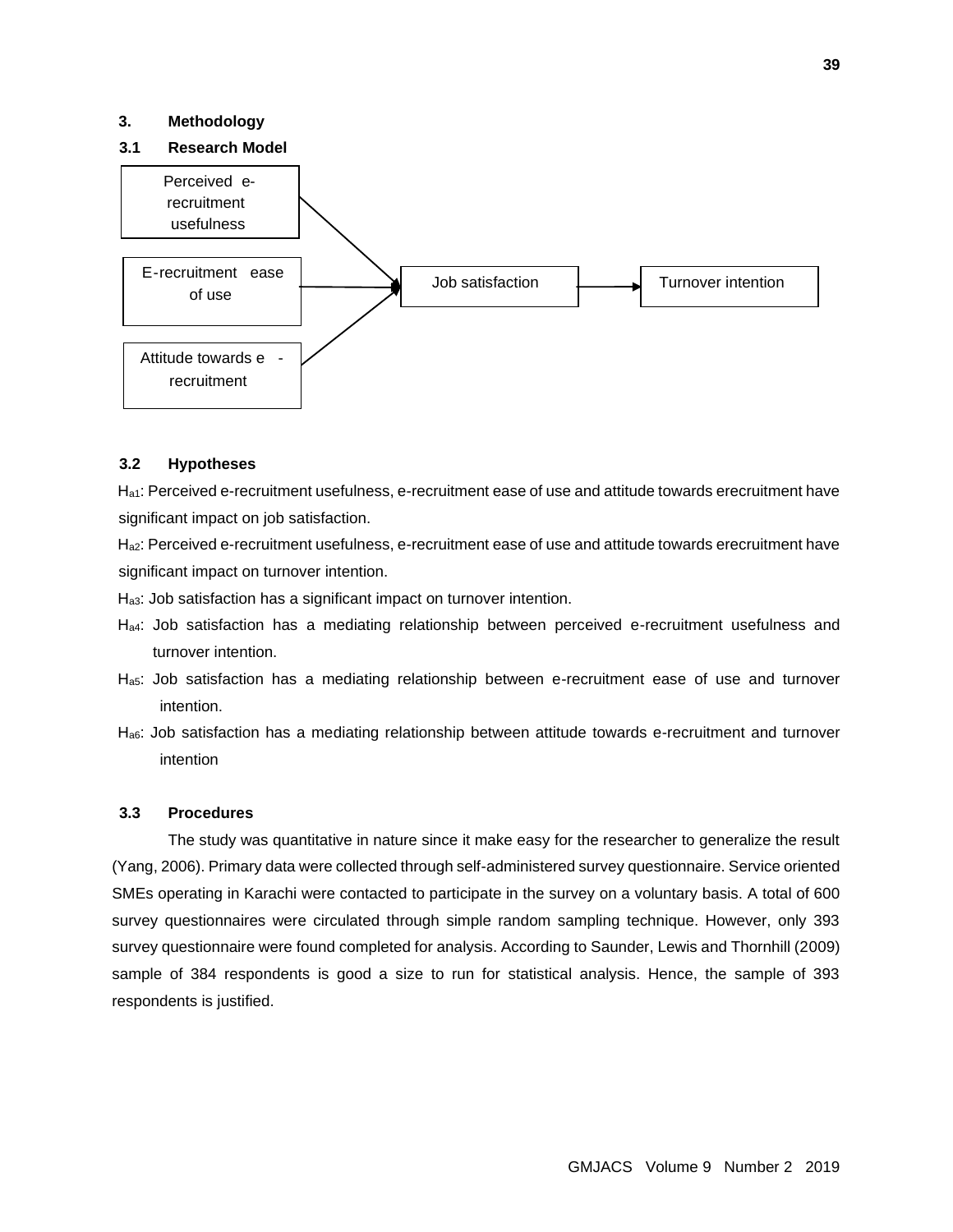## 3. Methodology

### 3.1 Research Model

Perceived e-recruitment usefulness

E-recruitment ease of use

Attitude towards e - recruitment

Job satisfaction

Turnover intention

### 3.2 Hypotheses

$H_{a1}$: Perceived e-recruitment usefulness, e-recruitment ease of use and attitude towards erecruitment have significant impact on job satisfaction.

$H_{a2}$: Perceived e-recruitment usefulness, e-recruitment ease of use and attitude towards erecruitment have significant impact on turnover intention.

$H_{a3}$: Job satisfaction has a significant impact on turnover intention.

$H_{a4}$: Job satisfaction has a mediating relationship between perceived e-recruitment usefulness and turnover intention.

$H_{a5}$: Job satisfaction has a mediating relationship between e-recruitment ease of use and turnover intention.

$H_{a6}$: Job satisfaction has a mediating relationship between attitude towards e-recruitment and turnover intention

### 3.3 Procedures

The study was quantitative in nature since it make easy for the researcher to generalize the result (Yang, 2006). Primary data were collected through self-administered survey questionnaire. Service oriented SMEs operating in Karachi were contacted to participate in the survey on a voluntary basis. A total of 600 survey questionnaires were circulated through simple random sampling technique. However, only 393 survey questionnaire were found completed for analysis. According to Saunder, Lewis and Thornhill (2009) sample of 384 respondents is good a size to run for statistical analysis. Hence, the sample of 393 respondents is justified.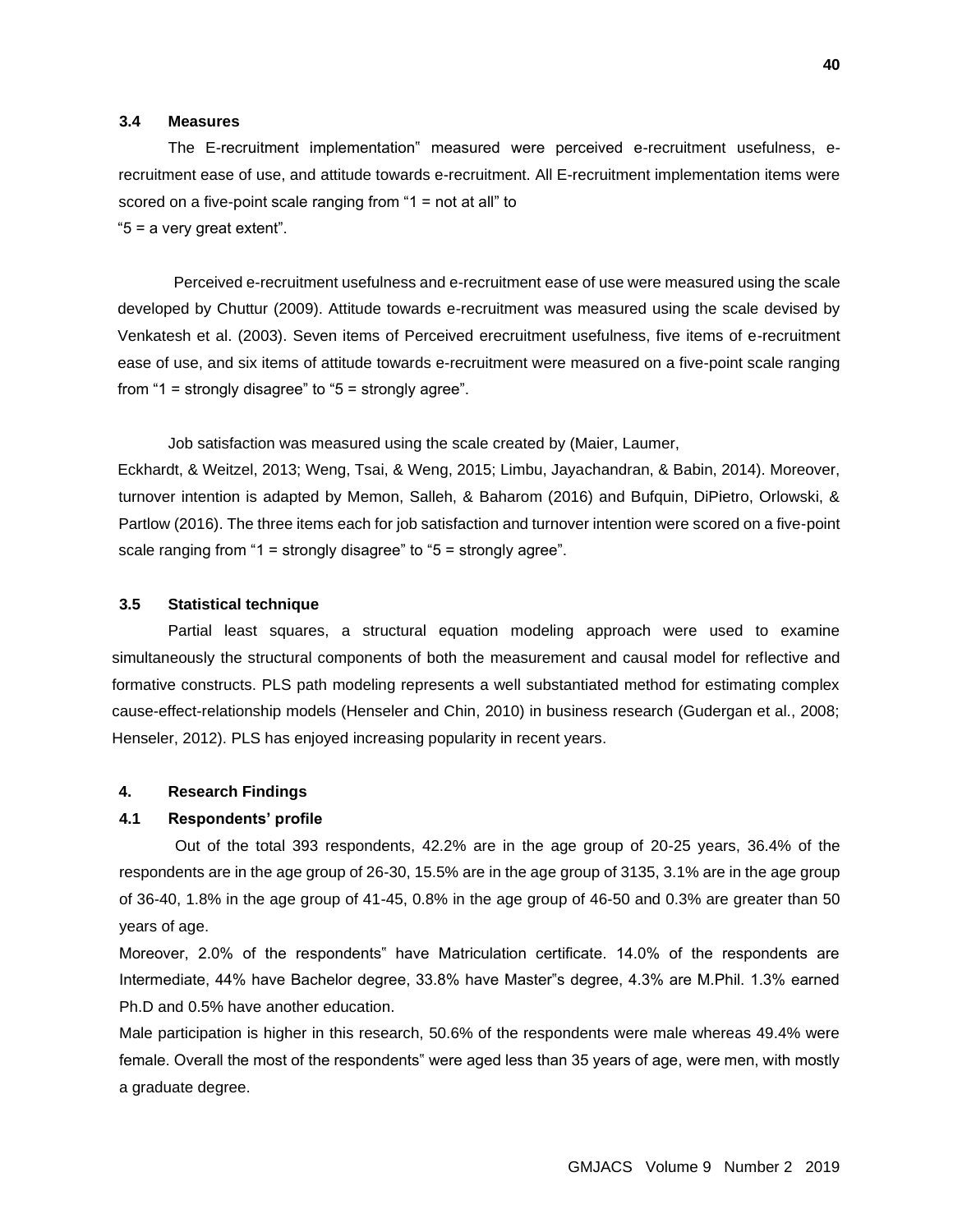### 3.4 Measures

The E-recruitment implementation" measured were perceived e-recruitment usefulness, e-recruitment ease of use, and attitude towards e-recruitment. All E-recruitment implementation items were scored on a five-point scale ranging from "1 = not at all" to "5 = a very great extent".

Perceived e-recruitment usefulness and e-recruitment ease of use were measured using the scale developed by Chuttur (2009). Attitude towards e-recruitment was measured using the scale devised by Venkatesh et al. (2003). Seven items of Perceived erecruitment usefulness, five items of e-recruitment ease of use, and six items of attitude towards e-recruitment were measured on a five-point scale ranging from "1 = strongly disagree" to "5 = strongly agree".

Job satisfaction was measured using the scale created by (Maier, Laumer, Eckhardt, & Weitzel, 2013; Weng, Tsai, & Weng, 2015; Limbu, Jayachandran, & Babin, 2014). Moreover, turnover intention is adapted by Memon, Salleh, & Baharom (2016) and Bufquin, DiPietro, Orlowski, & Partlow (2016). The three items each for job satisfaction and turnover intention were scored on a five-point scale ranging from "1 = strongly disagree" to "5 = strongly agree".

### 3.5 Statistical technique

Partial least squares, a structural equation modeling approach were used to examine simultaneously the structural components of both the measurement and causal model for reflective and formative constructs. PLS path modeling represents a well substantiated method for estimating complex cause-effect-relationship models (Henseler and Chin, 2010) in business research (Gudergan et al., 2008; Henseler, 2012). PLS has enjoyed increasing popularity in recent years.

## 4. Research Findings

### 4.1 Respondents' profile

Out of the total 393 respondents, 42.2% are in the age group of 20-25 years, 36.4% of the respondents are in the age group of 26-30, 15.5% are in the age group of 3135, 3.1% are in the age group of 36-40, 1.8% in the age group of 41-45, 0.8% in the age group of 46-50 and 0.3% are greater than 50 years of age.

Moreover, 2.0% of the respondents" have Matriculation certificate. 14.0% of the respondents are Intermediate, 44% have Bachelor degree, 33.8% have Master"s degree, 4.3% are M.Phil. 1.3% earned Ph.D and 0.5% have another education.

Male participation is higher in this research, 50.6% of the respondents were male whereas 49.4% were female. Overall the most of the respondents" were aged less than 35 years of age, were men, with mostly a graduate degree.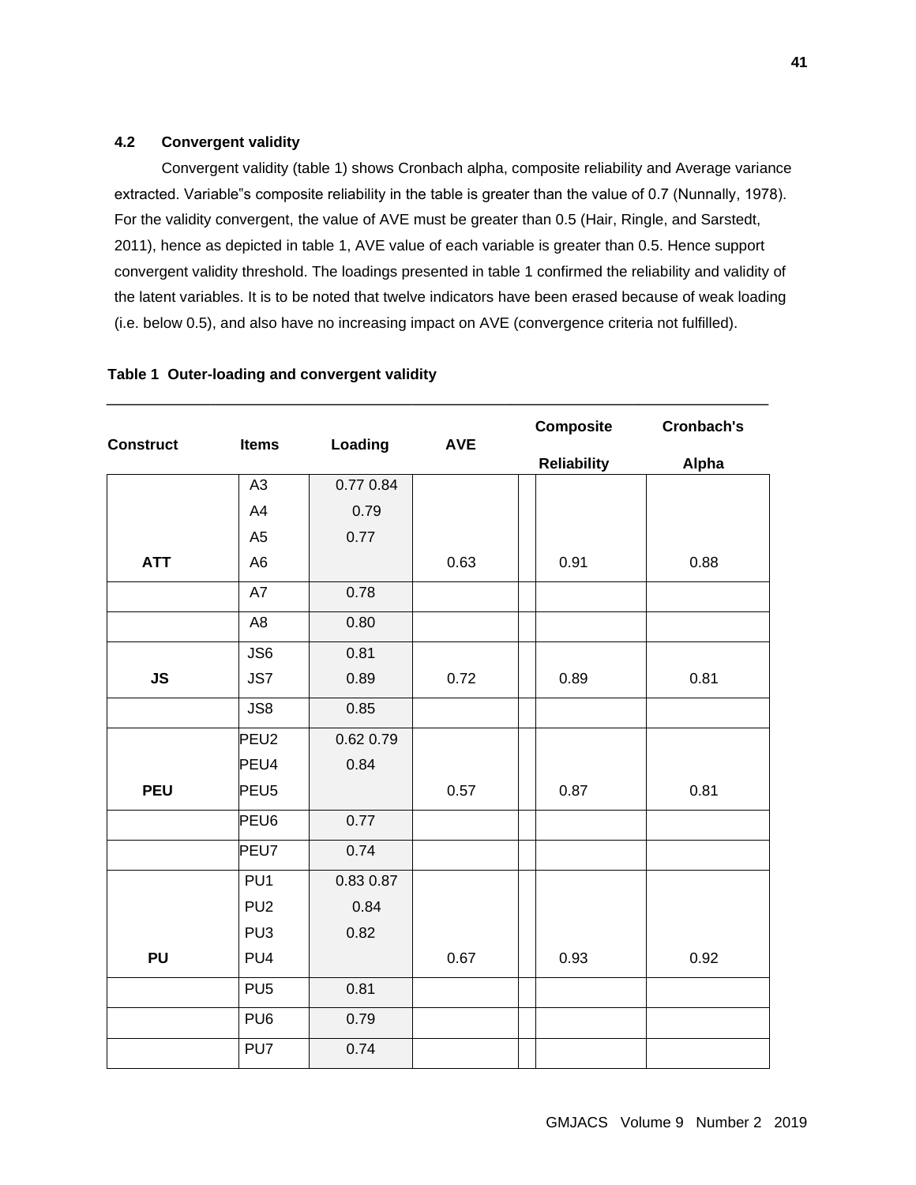### 4.2 Convergent validity

Convergent validity (table 1) shows Cronbach alpha, composite reliability and Average variance extracted. Variable"s composite reliability in the table is greater than the value of 0.7 (Nunnally, 1978). For the validity convergent, the value of AVE must be greater than 0.5 (Hair, Ringle, and Sarstedt, 2011), hence as depicted in table 1, AVE value of each variable is greater than 0.5. Hence support convergent validity threshold. The loadings presented in table 1 confirmed the reliability and validity of the latent variables. It is to be noted that twelve indicators have been erased because of weak loading (i.e. below 0.5), and also have no increasing impact on AVE (convergence criteria not fulfilled).

**Table 1 Outer-loading and convergent validity**

| Construct | Items | Loading | AVE | Composite Reliability | Cronbach's Alpha |
|---|---|---|---|---|---|
| | A3 | 0.77 0.84 | | | |
| | A4 | 0.79 | | | |
| | A5 | 0.77 | | | |
| **ATT** | A6 | | 0.63 | 0.91 | 0.88 |
| | A7 | 0.78 | | | |
| | A8 | 0.80 | | | |
| | JS6 | 0.81 | | | |
| **JS** | JS7 | 0.89 | 0.72 | 0.89 | 0.81 |
| | JS8 | 0.85 | | | |
| | PEU2 | 0.62 0.79 | | | |
| | PEU4 | 0.84 | | | |
| **PEU** | PEU5 | | 0.57 | 0.87 | 0.81 |
| | PEU6 | 0.77 | | | |
| | PEU7 | 0.74 | | | |
| | PU1 | 0.83 0.87 | | | |
| | PU2 | 0.84 | | | |
| | PU3 | 0.82 | | | |
| **PU** | PU4 | | 0.67 | 0.93 | 0.92 |
| | PU5 | 0.81 | | | |
| | PU6 | 0.79 | | | |
| | PU7 | 0.74 | | | |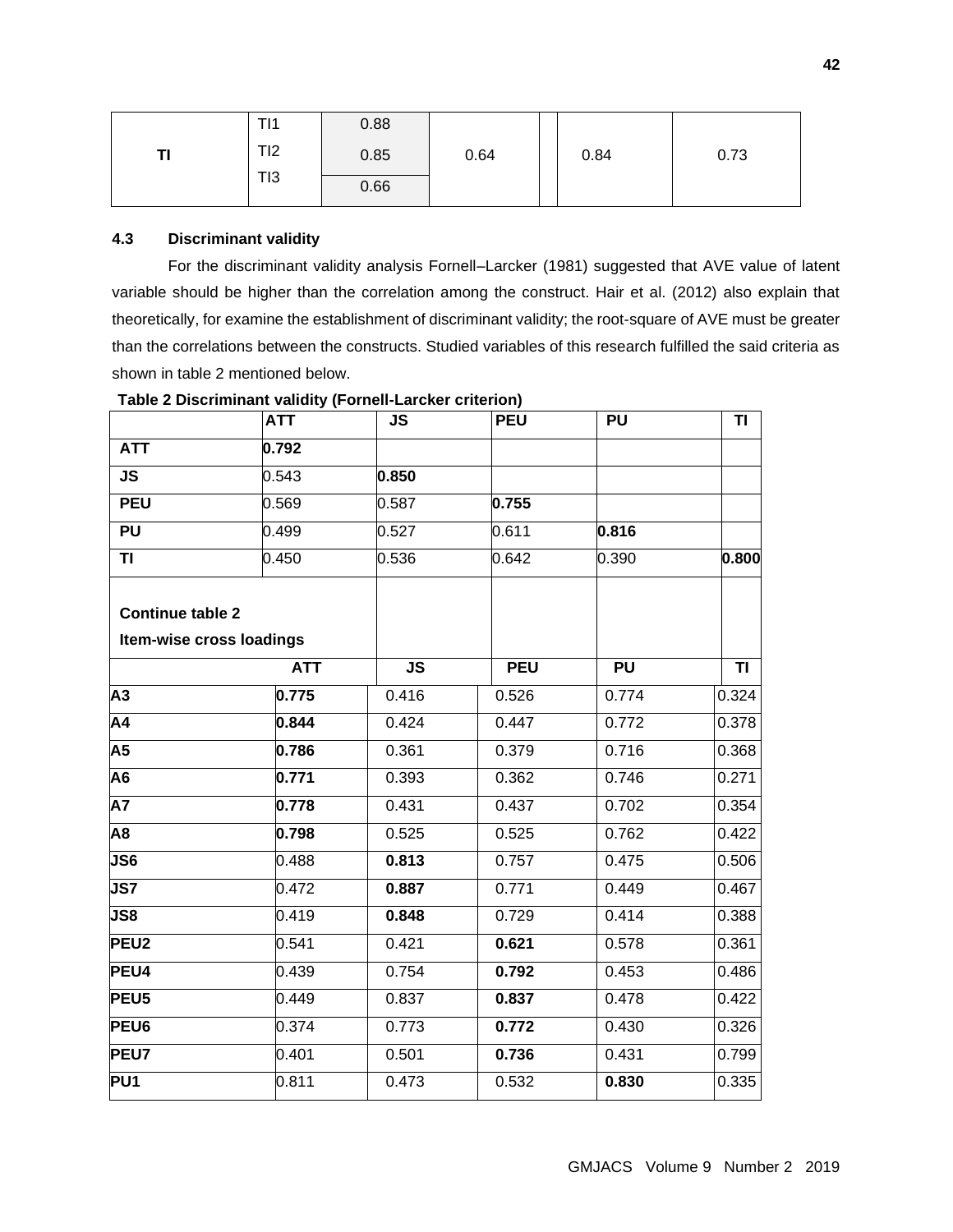| TI | TI1 | 0.88 | 0.64 | | 0.84 | 0.73 |
|---|---|---|---|---|---|---|
| | TI2 | 0.85 | | | | |
| | TI3 | 0.66 | | | | |

### 4.3 Discriminant validity

For the discriminant validity analysis Fornell–Larcker (1981) suggested that AVE value of latent variable should be higher than the correlation among the construct. Hair et al. (2012) also explain that theoretically, for examine the establishment of discriminant validity; the root-square of AVE must be greater than the correlations between the constructs. Studied variables of this research fulfilled the said criteria as shown in table 2 mentioned below.

**Table 2 Discriminant validity (Fornell-Larcker criterion)**

| | ATT | JS | PEU | PU | TI |
|---|---|---|---|---|---|
| **ATT** | **0.792** | | | | |
| **JS** | 0.543 | **0.850** | | | |
| **PEU** | 0.569 | 0.587 | **0.755** | | |
| **PU** | 0.499 | 0.527 | 0.611 | **0.816** | |
| **TI** | 0.450 | 0.536 | 0.642 | 0.390 | **0.800** |

**Continue table 2**

**Item-wise cross loadings**

| | ATT | JS | PEU | PU | TI |
|---|---|---|---|---|---|
| **A3** | **0.775** | 0.416 | 0.526 | 0.774 | 0.324 |
| **A4** | **0.844** | 0.424 | 0.447 | 0.772 | 0.378 |
| **A5** | **0.786** | 0.361 | 0.379 | 0.716 | 0.368 |
| **A6** | **0.771** | 0.393 | 0.362 | 0.746 | 0.271 |
| **A7** | **0.778** | 0.431 | 0.437 | 0.702 | 0.354 |
| **A8** | **0.798** | 0.525 | 0.525 | 0.762 | 0.422 |
| **JS6** | 0.488 | **0.813** | 0.757 | 0.475 | 0.506 |
| **JS7** | 0.472 | **0.887** | 0.771 | 0.449 | 0.467 |
| **JS8** | 0.419 | **0.848** | 0.729 | 0.414 | 0.388 |
| **PEU2** | 0.541 | 0.421 | **0.621** | 0.578 | 0.361 |
| **PEU4** | 0.439 | 0.754 | **0.792** | 0.453 | 0.486 |
| **PEU5** | 0.449 | 0.837 | **0.837** | 0.478 | 0.422 |
| **PEU6** | 0.374 | 0.773 | **0.772** | 0.430 | 0.326 |
| **PEU7** | 0.401 | 0.501 | **0.736** | 0.431 | 0.799 |
| **PU1** | 0.811 | 0.473 | 0.532 | **0.830** | 0.335 |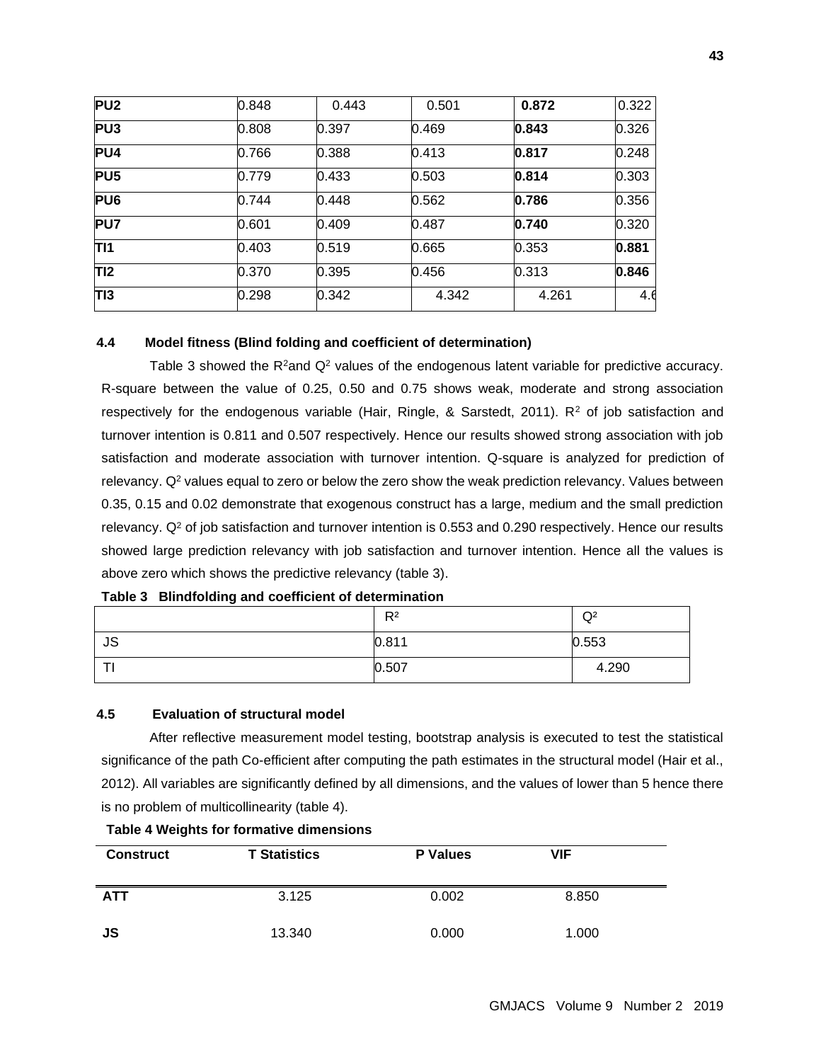| PU2 | 0.848 | 0.443 | 0.501 | **0.872** | 0.322 |
|---|---|---|---|---|---|
| PU3 | 0.808 | 0.397 | 0.469 | **0.843** | 0.326 |
| PU4 | 0.766 | 0.388 | 0.413 | **0.817** | 0.248 |
| PU5 | 0.779 | 0.433 | 0.503 | **0.814** | 0.303 |
| PU6 | 0.744 | 0.448 | 0.562 | **0.786** | 0.356 |
| PU7 | 0.601 | 0.409 | 0.487 | **0.740** | 0.320 |
| TI1 | 0.403 | 0.519 | 0.665 | 0.353 | **0.881** |
| TI2 | 0.370 | 0.395 | 0.456 | 0.313 | **0.846** |
| TI3 | 0.298 | 0.342 | 4.342 | 4.261 | 4.6 |

### 4.4 Model fitness (Blind folding and coefficient of determination)

Table 3 showed the $R^2$and $Q^2$ values of the endogenous latent variable for predictive accuracy. R-square between the value of 0.25, 0.50 and 0.75 shows weak, moderate and strong association respectively for the endogenous variable (Hair, Ringle, & Sarstedt, 2011). $R^2$ of job satisfaction and turnover intention is 0.811 and 0.507 respectively. Hence our results showed strong association with job satisfaction and moderate association with turnover intention. Q-square is analyzed for prediction of relevancy. $Q^2$ values equal to zero or below the zero show the weak prediction relevancy. Values between 0.35, 0.15 and 0.02 demonstrate that exogenous construct has a large, medium and the small prediction relevancy. $Q^2$ of job satisfaction and turnover intention is 0.553 and 0.290 respectively. Hence our results showed large prediction relevancy with job satisfaction and turnover intention. Hence all the values is above zero which shows the predictive relevancy (table 3).

**Table 3 Blindfolding and coefficient of determination**

| | $R^2$ | $Q^2$ |
|---|---|---|
| JS | 0.811 | 0.553 |
| TI | 0.507 | 4.290 |

### 4.5 Evaluation of structural model

After reflective measurement model testing, bootstrap analysis is executed to test the statistical significance of the path Co-efficient after computing the path estimates in the structural model (Hair et al., 2012). All variables are significantly defined by all dimensions, and the values of lower than 5 hence there is no problem of multicollinearity (table 4).

**Table 4 Weights for formative dimensions**

| Construct | T Statistics | P Values | VIF |
|---|---|---|---|
| ATT | 3.125 | 0.002 | 8.850 |
| JS | 13.340 | 0.000 | 1.000 |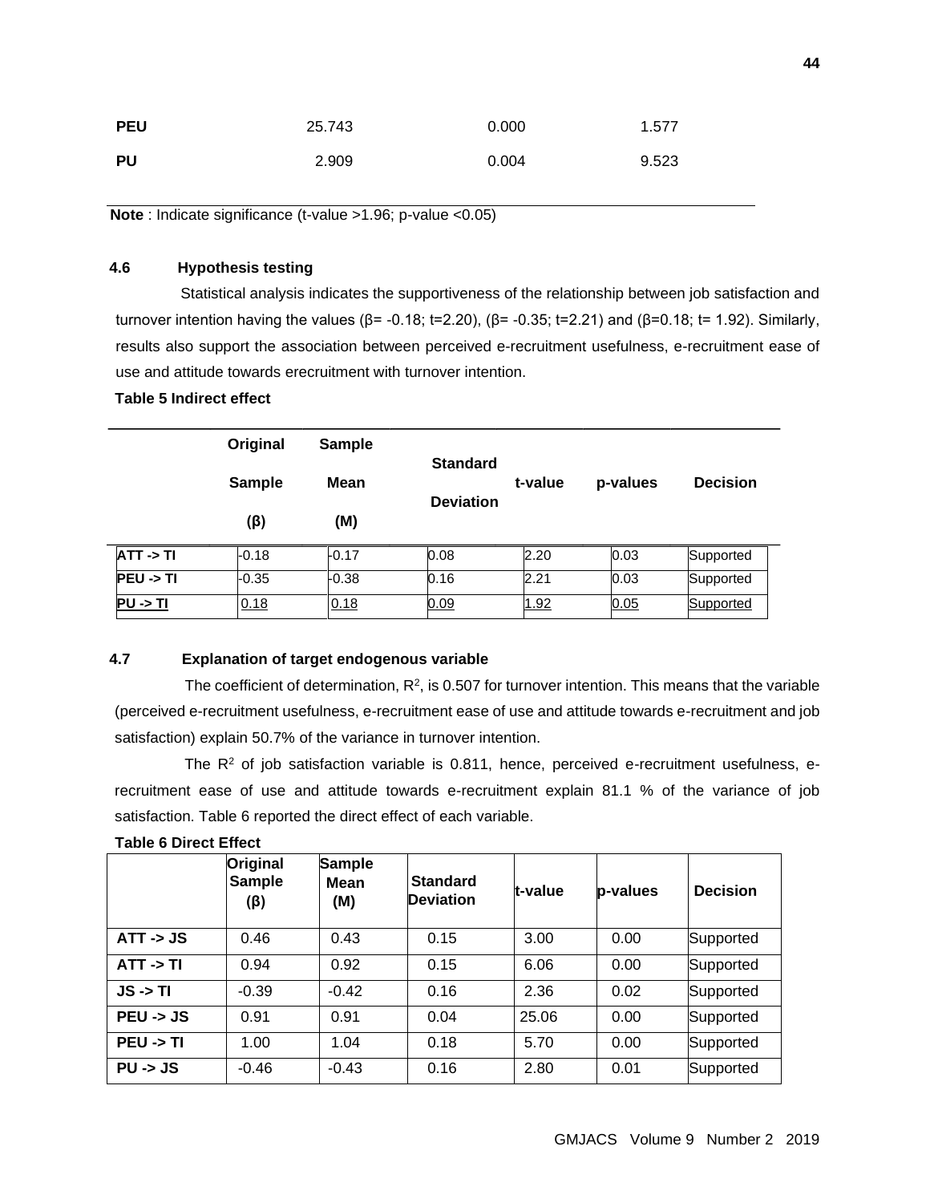| PEU | 25.743 | 0.000 | 1.577 |
|---|---|---|---|
| PU | 2.909 | 0.004 | 9.523 |

**Note** : Indicate significance (t-value >1.96; p-value <0.05)

### 4.6 Hypothesis testing

Statistical analysis indicates the supportiveness of the relationship between job satisfaction and turnover intention having the values (β= -0.18; t=2.20), (β= -0.35; t=2.21) and (β=0.18; t= 1.92). Similarly, results also support the association between perceived e-recruitment usefulness, e-recruitment ease of use and attitude towards erecruitment with turnover intention.

**Table 5 Indirect effect**

| | Original Sample (β) | Sample Mean (M) | Standard Deviation | t-value | p-values | Decision |
|---|---|---|---|---|---|---|
| ATT -> TI | -0.18 | -0.17 | 0.08 | 2.20 | 0.03 | Supported |
| PEU -> TI | -0.35 | -0.38 | 0.16 | 2.21 | 0.03 | Supported |
| PU -> TI | 0.18 | 0.18 | 0.09 | 1.92 | 0.05 | Supported |

### 4.7 Explanation of target endogenous variable

The coefficient of determination, $R^2$, is 0.507 for turnover intention. This means that the variable (perceived e-recruitment usefulness, e-recruitment ease of use and attitude towards e-recruitment and job satisfaction) explain 50.7% of the variance in turnover intention.

The $R^2$ of job satisfaction variable is 0.811, hence, perceived e-recruitment usefulness, e-recruitment ease of use and attitude towards e-recruitment explain 81.1 % of the variance of job satisfaction. Table 6 reported the direct effect of each variable.

**Table 6 Direct Effect**

| | Original Sample (β) | Sample Mean (M) | Standard Deviation | t-value | p-values | Decision |
|---|---|---|---|---|---|---|
| ATT -> JS | 0.46 | 0.43 | 0.15 | 3.00 | 0.00 | Supported |
| ATT -> TI | 0.94 | 0.92 | 0.15 | 6.06 | 0.00 | Supported |
| JS -> TI | -0.39 | -0.42 | 0.16 | 2.36 | 0.02 | Supported |
| PEU -> JS | 0.91 | 0.91 | 0.04 | 25.06 | 0.00 | Supported |
| PEU -> TI | 1.00 | 1.04 | 0.18 | 5.70 | 0.00 | Supported |
| PU -> JS | -0.46 | -0.43 | 0.16 | 2.80 | 0.01 | Supported |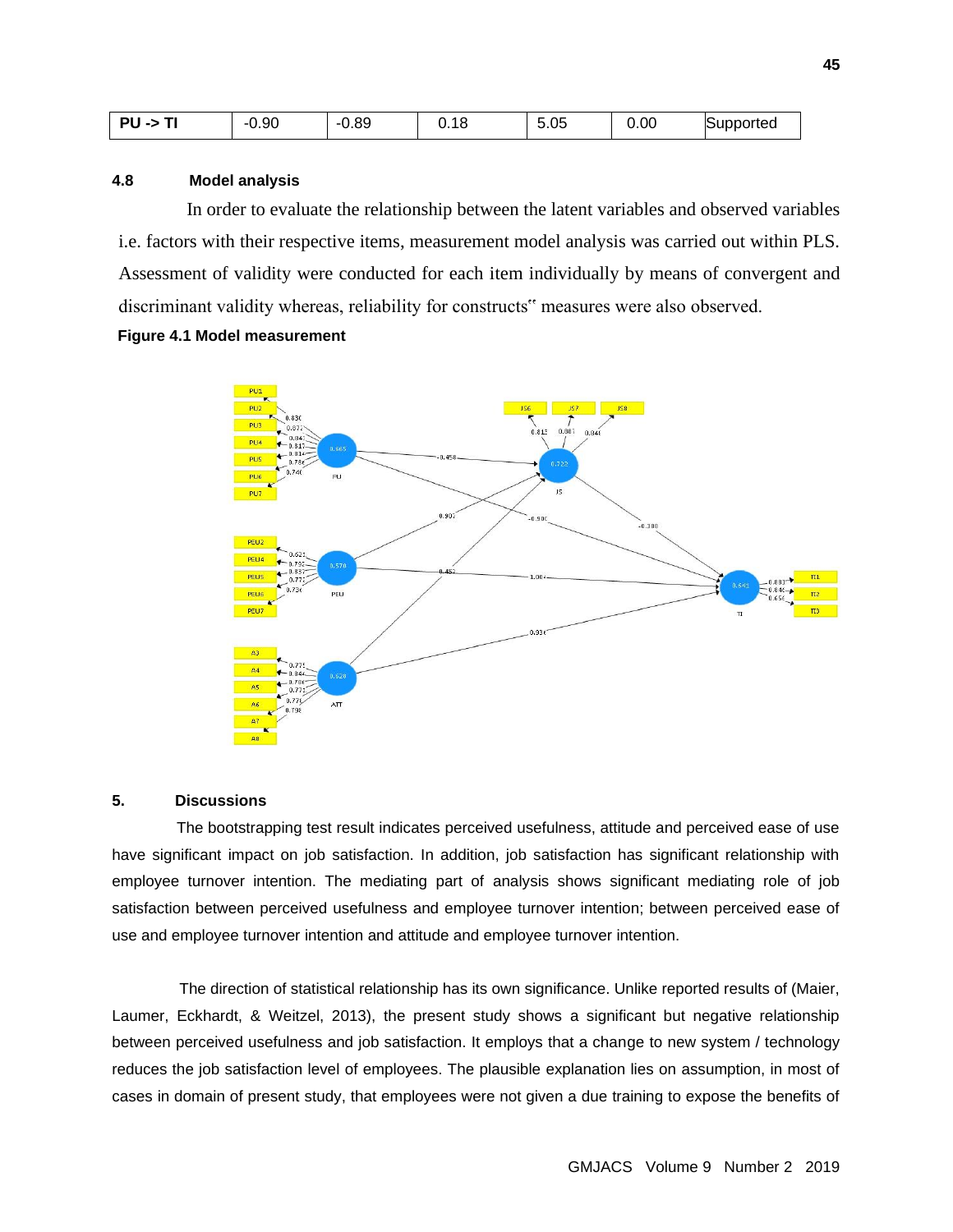| PU -> TI | -0.90 | -0.89 | 0.18 | 5.05 | 0.00 | Supported |
|---|---|---|---|---|---|---|

### 4.8 Model analysis

In order to evaluate the relationship between the latent variables and observed variables i.e. factors with their respective items, measurement model analysis was carried out within PLS. Assessment of validity were conducted for each item individually by means of convergent and discriminant validity whereas, reliability for constructs" measures were also observed.

**Figure 4.1 Model measurement**

## 5. Discussions

The bootstrapping test result indicates perceived usefulness, attitude and perceived ease of use have significant impact on job satisfaction. In addition, job satisfaction has significant relationship with employee turnover intention. The mediating part of analysis shows significant mediating role of job satisfaction between perceived usefulness and employee turnover intention; between perceived ease of use and employee turnover intention and attitude and employee turnover intention.

The direction of statistical relationship has its own significance. Unlike reported results of (Maier, Laumer, Eckhardt, & Weitzel, 2013), the present study shows a significant but negative relationship between perceived usefulness and job satisfaction. It employs that a change to new system / technology reduces the job satisfaction level of employees. The plausible explanation lies on assumption, in most of cases in domain of present study, that employees were not given a due training to expose the benefits of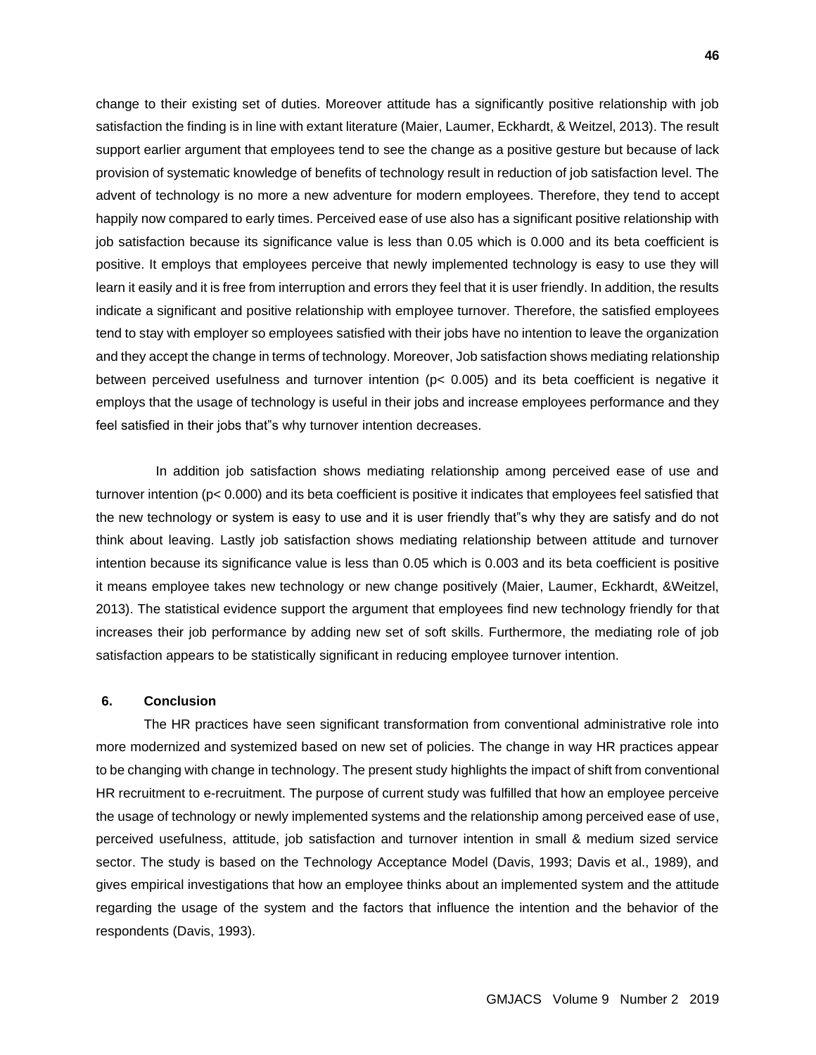change to their existing set of duties. Moreover attitude has a significantly positive relationship with job satisfaction the finding is in line with extant literature (Maier, Laumer, Eckhardt, & Weitzel, 2013). The result support earlier argument that employees tend to see the change as a positive gesture but because of lack provision of systematic knowledge of benefits of technology result in reduction of job satisfaction level. The advent of technology is no more a new adventure for modern employees. Therefore, they tend to accept happily now compared to early times. Perceived ease of use also has a significant positive relationship with job satisfaction because its significance value is less than 0.05 which is 0.000 and its beta coefficient is positive. It employs that employees perceive that newly implemented technology is easy to use they will learn it easily and it is free from interruption and errors they feel that it is user friendly. In addition, the results indicate a significant and positive relationship with employee turnover. Therefore, the satisfied employees tend to stay with employer so employees satisfied with their jobs have no intention to leave the organization and they accept the change in terms of technology. Moreover, Job satisfaction shows mediating relationship between perceived usefulness and turnover intention ($p < 0.005$) and its beta coefficient is negative it employs that the usage of technology is useful in their jobs and increase employees performance and they feel satisfied in their jobs that"s why turnover intention decreases.

In addition job satisfaction shows mediating relationship among perceived ease of use and turnover intention ($p < 0.000$) and its beta coefficient is positive it indicates that employees feel satisfied that the new technology or system is easy to use and it is user friendly that"s why they are satisfy and do not think about leaving. Lastly job satisfaction shows mediating relationship between attitude and turnover intention because its significance value is less than 0.05 which is 0.003 and its beta coefficient is positive it means employee takes new technology or new change positively (Maier, Laumer, Eckhardt, &Weitzel, 2013). The statistical evidence support the argument that employees find new technology friendly for that increases their job performance by adding new set of soft skills. Furthermore, the mediating role of job satisfaction appears to be statistically significant in reducing employee turnover intention.

## 6. Conclusion

The HR practices have seen significant transformation from conventional administrative role into more modernized and systemized based on new set of policies. The change in way HR practices appear to be changing with change in technology. The present study highlights the impact of shift from conventional HR recruitment to e-recruitment. The purpose of current study was fulfilled that how an employee perceive the usage of technology or newly implemented systems and the relationship among perceived ease of use, perceived usefulness, attitude, job satisfaction and turnover intention in small & medium sized service sector. The study is based on the Technology Acceptance Model (Davis, 1993; Davis et al., 1989), and gives empirical investigations that how an employee thinks about an implemented system and the attitude regarding the usage of the system and the factors that influence the intention and the behavior of the respondents (Davis, 1993).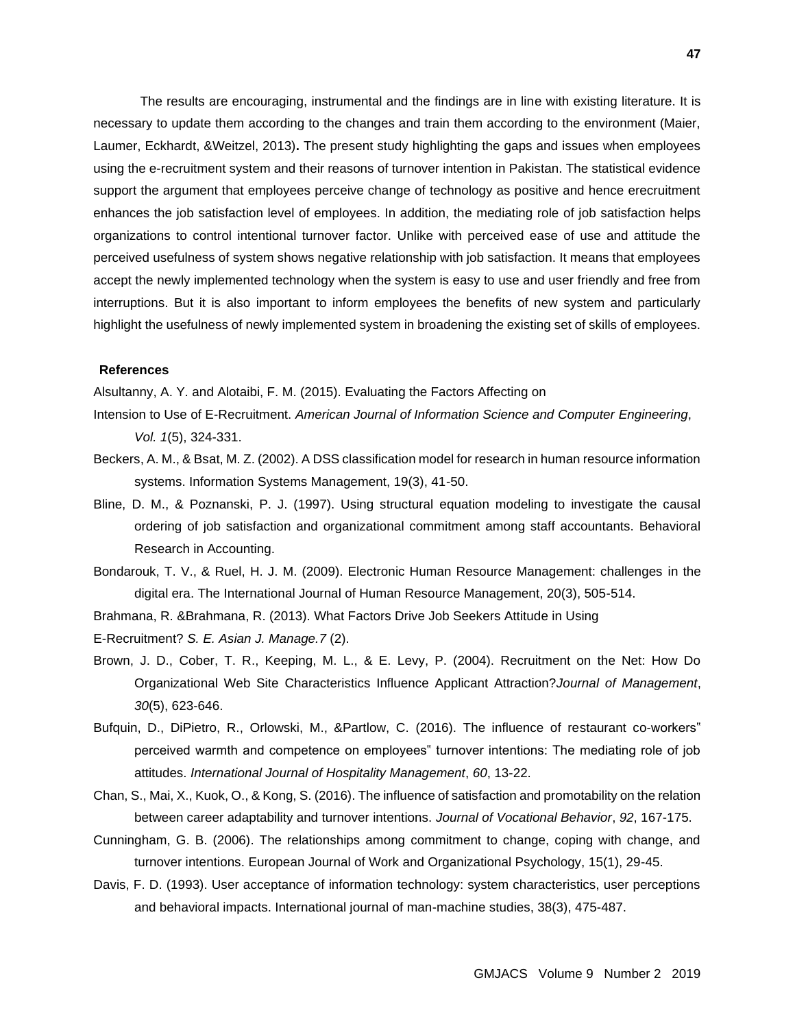The results are encouraging, instrumental and the findings are in line with existing literature. It is necessary to update them according to the changes and train them according to the environment (Maier, Laumer, Eckhardt, &Weitzel, 2013)**.** The present study highlighting the gaps and issues when employees using the e-recruitment system and their reasons of turnover intention in Pakistan. The statistical evidence support the argument that employees perceive change of technology as positive and hence erecruitment enhances the job satisfaction level of employees. In addition, the mediating role of job satisfaction helps organizations to control intentional turnover factor. Unlike with perceived ease of use and attitude the perceived usefulness of system shows negative relationship with job satisfaction. It means that employees accept the newly implemented technology when the system is easy to use and user friendly and free from interruptions. But it is also important to inform employees the benefits of new system and particularly highlight the usefulness of newly implemented system in broadening the existing set of skills of employees.

**References**

Alsultanny, A. Y. and Alotaibi, F. M. (2015). Evaluating the Factors Affecting on

Intension to Use of E-Recruitment. *American Journal of Information Science and Computer Engineering*, *Vol. 1*(5), 324-331.

Beckers, A. M., & Bsat, M. Z. (2002). A DSS classification model for research in human resource information systems. Information Systems Management, 19(3), 41-50.

Bline, D. M., & Poznanski, P. J. (1997). Using structural equation modeling to investigate the causal ordering of job satisfaction and organizational commitment among staff accountants. Behavioral Research in Accounting.

Bondarouk, T. V., & Ruel, H. J. M. (2009). Electronic Human Resource Management: challenges in the digital era. The International Journal of Human Resource Management, 20(3), 505-514.

Brahmana, R. &Brahmana, R. (2013). What Factors Drive Job Seekers Attitude in Using

E-Recruitment? *S. E. Asian J. Manage.7* (2).

Brown, J. D., Cober, T. R., Keeping, M. L., & E. Levy, P. (2004). Recruitment on the Net: How Do Organizational Web Site Characteristics Influence Applicant Attraction?*Journal of Management*, *30*(5), 623-646.

Bufquin, D., DiPietro, R., Orlowski, M., &Partlow, C. (2016). The influence of restaurant co-workers" perceived warmth and competence on employees" turnover intentions: The mediating role of job attitudes. *International Journal of Hospitality Management*, *60*, 13-22.

Chan, S., Mai, X., Kuok, O., & Kong, S. (2016). The influence of satisfaction and promotability on the relation between career adaptability and turnover intentions. *Journal of Vocational Behavior*, *92*, 167-175.

Cunningham, G. B. (2006). The relationships among commitment to change, coping with change, and turnover intentions. European Journal of Work and Organizational Psychology, 15(1), 29-45.

Davis, F. D. (1993). User acceptance of information technology: system characteristics, user perceptions and behavioral impacts. International journal of man-machine studies, 38(3), 475-487.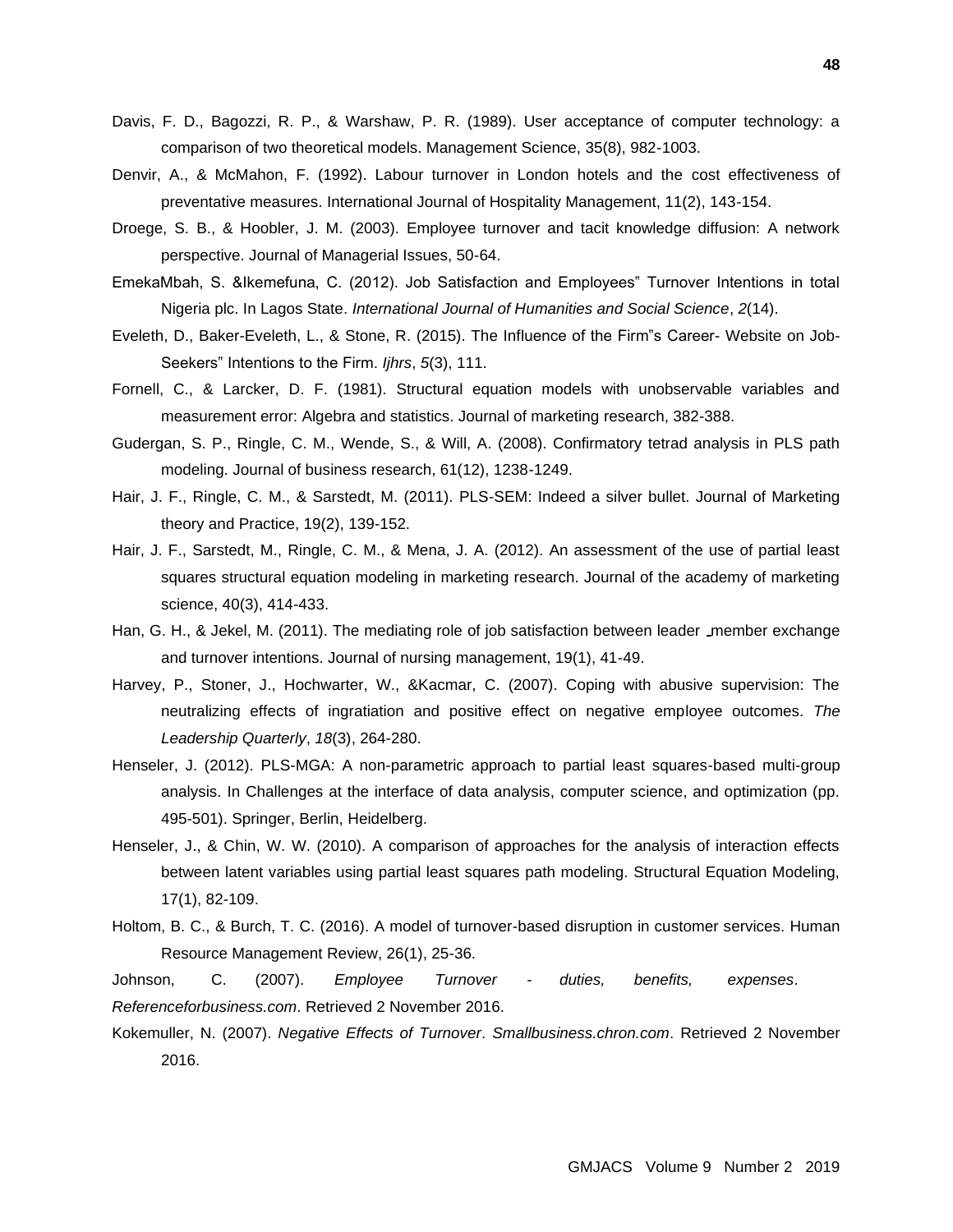Davis, F. D., Bagozzi, R. P., & Warshaw, P. R. (1989). User acceptance of computer technology: a comparison of two theoretical models. Management Science, 35(8), 982-1003.

Denvir, A., & McMahon, F. (1992). Labour turnover in London hotels and the cost effectiveness of preventative measures. International Journal of Hospitality Management, 11(2), 143-154.

Droege, S. B., & Hoobler, J. M. (2003). Employee turnover and tacit knowledge diffusion: A network perspective. Journal of Managerial Issues, 50-64.

EmekaMbah, S. &Ikemefuna, C. (2012). Job Satisfaction and Employees" Turnover Intentions in total Nigeria plc. In Lagos State. *International Journal of Humanities and Social Science*, *2*(14).

Eveleth, D., Baker-Eveleth, L., & Stone, R. (2015). The Influence of the Firm"s Career- Website on Job-Seekers" Intentions to the Firm. *Ijhrs*, *5*(3), 111.

Fornell, C., & Larcker, D. F. (1981). Structural equation models with unobservable variables and measurement error: Algebra and statistics. Journal of marketing research, 382-388.

Gudergan, S. P., Ringle, C. M., Wende, S., & Will, A. (2008). Confirmatory tetrad analysis in PLS path modeling. Journal of business research, 61(12), 1238-1249.

Hair, J. F., Ringle, C. M., & Sarstedt, M. (2011). PLS-SEM: Indeed a silver bullet. Journal of Marketing theory and Practice, 19(2), 139-152.

Hair, J. F., Sarstedt, M., Ringle, C. M., & Mena, J. A. (2012). An assessment of the use of partial least squares structural equation modeling in marketing research. Journal of the academy of marketing science, 40(3), 414-433.

Han, G. H., & Jekel, M. (2011). The mediating role of job satisfaction between leader ‐member exchange and turnover intentions. Journal of nursing management, 19(1), 41-49.

Harvey, P., Stoner, J., Hochwarter, W., &Kacmar, C. (2007). Coping with abusive supervision: The neutralizing effects of ingratiation and positive effect on negative employee outcomes. *The Leadership Quarterly*, *18*(3), 264-280.

Henseler, J. (2012). PLS-MGA: A non-parametric approach to partial least squares-based multi-group analysis. In Challenges at the interface of data analysis, computer science, and optimization (pp. 495-501). Springer, Berlin, Heidelberg.

Henseler, J., & Chin, W. W. (2010). A comparison of approaches for the analysis of interaction effects between latent variables using partial least squares path modeling. Structural Equation Modeling, 17(1), 82-109.

Holtom, B. C., & Burch, T. C. (2016). A model of turnover-based disruption in customer services. Human Resource Management Review, 26(1), 25-36.

Johnson, C. (2007). *Employee Turnover - duties, benefits, expenses*. *Referenceforbusiness.com*. Retrieved 2 November 2016.

Kokemuller, N. (2007). *Negative Effects of Turnover*. *Smallbusiness.chron.com*. Retrieved 2 November 2016.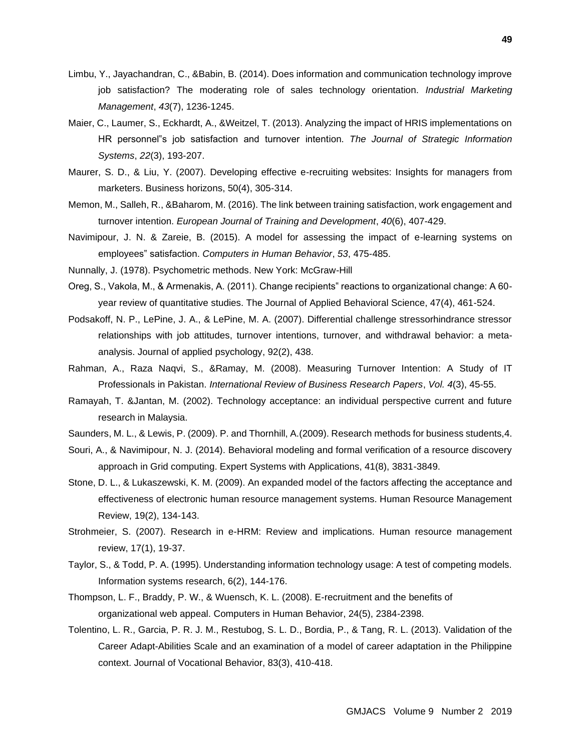Limbu, Y., Jayachandran, C., &Babin, B. (2014). Does information and communication technology improve job satisfaction? The moderating role of sales technology orientation. *Industrial Marketing Management*, *43*(7), 1236-1245.

Maier, C., Laumer, S., Eckhardt, A., &Weitzel, T. (2013). Analyzing the impact of HRIS implementations on HR personnel"s job satisfaction and turnover intention. *The Journal of Strategic Information Systems*, *22*(3), 193-207.

Maurer, S. D., & Liu, Y. (2007). Developing effective e-recruiting websites: Insights for managers from marketers. Business horizons, 50(4), 305-314.

Memon, M., Salleh, R., &Baharom, M. (2016). The link between training satisfaction, work engagement and turnover intention. *European Journal of Training and Development*, *40*(6), 407-429.

Navimipour, J. N. & Zareie, B. (2015). A model for assessing the impact of e-learning systems on employees" satisfaction. *Computers in Human Behavior*, *53*, 475-485.

Nunnally, J. (1978). Psychometric methods. New York: McGraw-Hill

Oreg, S., Vakola, M., & Armenakis, A. (2011). Change recipients" reactions to organizational change: A 60-year review of quantitative studies. The Journal of Applied Behavioral Science, 47(4), 461-524.

Podsakoff, N. P., LePine, J. A., & LePine, M. A. (2007). Differential challenge stressorhindrance stressor relationships with job attitudes, turnover intentions, turnover, and withdrawal behavior: a meta-analysis. Journal of applied psychology, 92(2), 438.

Rahman, A., Raza Naqvi, S., &Ramay, M. (2008). Measuring Turnover Intention: A Study of IT Professionals in Pakistan. *International Review of Business Research Papers*, *Vol. 4*(3), 45-55.

Ramayah, T. &Jantan, M. (2002). Technology acceptance: an individual perspective current and future research in Malaysia.

Saunders, M. L., & Lewis, P. (2009). P. and Thornhill, A.(2009). Research methods for business students,4.

Souri, A., & Navimipour, N. J. (2014). Behavioral modeling and formal verification of a resource discovery approach in Grid computing. Expert Systems with Applications, 41(8), 3831-3849.

Stone, D. L., & Lukaszewski, K. M. (2009). An expanded model of the factors affecting the acceptance and effectiveness of electronic human resource management systems. Human Resource Management Review, 19(2), 134-143.

Strohmeier, S. (2007). Research in e-HRM: Review and implications. Human resource management review, 17(1), 19-37.

Taylor, S., & Todd, P. A. (1995). Understanding information technology usage: A test of competing models. Information systems research, 6(2), 144-176.

Thompson, L. F., Braddy, P. W., & Wuensch, K. L. (2008). E-recruitment and the benefits of organizational web appeal. Computers in Human Behavior, 24(5), 2384-2398.

Tolentino, L. R., Garcia, P. R. J. M., Restubog, S. L. D., Bordia, P., & Tang, R. L. (2013). Validation of the Career Adapt-Abilities Scale and an examination of a model of career adaptation in the Philippine context. Journal of Vocational Behavior, 83(3), 410-418.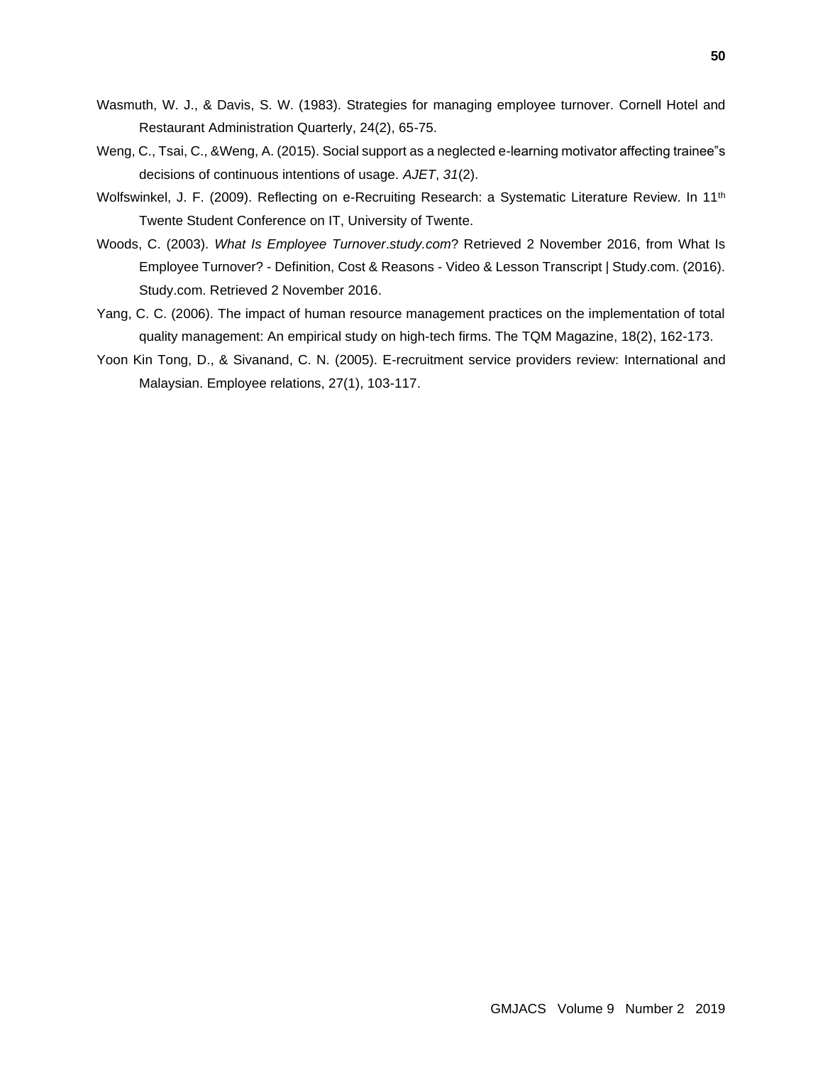Wasmuth, W. J., & Davis, S. W. (1983). Strategies for managing employee turnover. Cornell Hotel and Restaurant Administration Quarterly, 24(2), 65-75.

Weng, C., Tsai, C., &Weng, A. (2015). Social support as a neglected e-learning motivator affecting trainee"s decisions of continuous intentions of usage. *AJET*, *31*(2).

Wolfswinkel, J. F. (2009). Reflecting on e-Recruiting Research: a Systematic Literature Review. In 11th Twente Student Conference on IT, University of Twente.

Woods, C. (2003). *What Is Employee Turnover*.*study.com*? Retrieved 2 November 2016, from What Is Employee Turnover? - Definition, Cost & Reasons - Video & Lesson Transcript | Study.com. (2016). Study.com. Retrieved 2 November 2016.

Yang, C. C. (2006). The impact of human resource management practices on the implementation of total quality management: An empirical study on high-tech firms. The TQM Magazine, 18(2), 162-173.

Yoon Kin Tong, D., & Sivanand, C. N. (2005). E-recruitment service providers review: International and Malaysian. Employee relations, 27(1), 103-117.